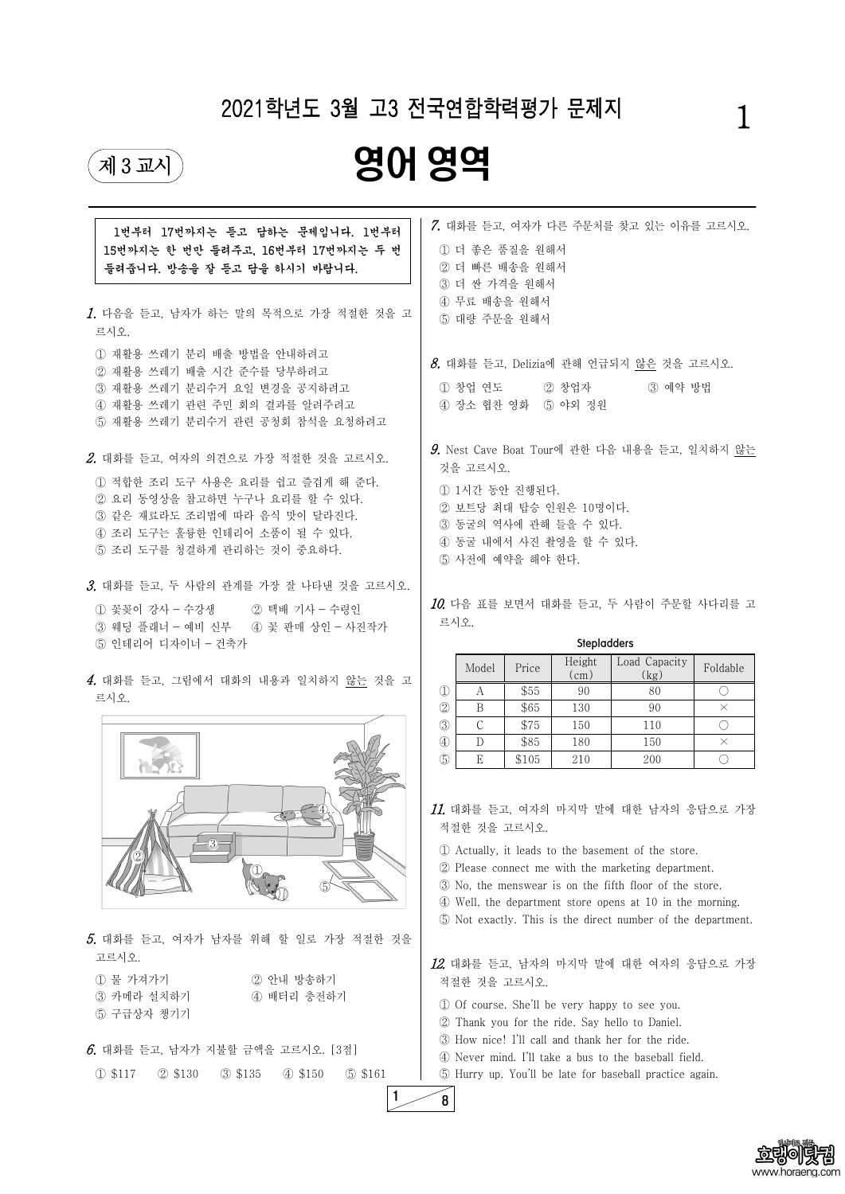# 2021학년도 3월 고3 전국연합학력평가 문제지

제 3 교시

# 영어 영역

**1번부터 17번까지는 듣고 답하는 문제입니다. 1번부터 15번까지는 한 번만 들려주고, 16번부터 17번까지는 두 번 들려줍니다. 방송을 잘 듣고 답을 하시기 바랍니다.**

**1.** 다음을 듣고, 남자가 하는 말의 목적으로 가장 적절한 것을 고르시오.

① 재활용 쓰레기 분리 배출 방법을 안내하려고
② 재활용 쓰레기 배출 시간 준수를 당부하려고
③ 재활용 쓰레기 분리수거 요일 변경을 공지하려고
④ 재활용 쓰레기 관련 주민 회의 결과를 알려주려고
⑤ 재활용 쓰레기 분리수거 관련 공청회 참석을 요청하려고

**2.** 대화를 듣고, 여자의 의견으로 가장 적절한 것을 고르시오.

① 적합한 조리 도구 사용은 요리를 쉽고 즐겁게 해 준다.
② 요리 동영상을 참고하면 누구나 요리를 할 수 있다.
③ 같은 재료라도 조리법에 따라 음식 맛이 달라진다.
④ 조리 도구는 훌륭한 인테리어 소품이 될 수 있다.
⑤ 조리 도구를 청결하게 관리하는 것이 중요하다.

**3.** 대화를 듣고, 두 사람의 관계를 가장 잘 나타낸 것을 고르시오.

① 꽃꽂이 강사 - 수강생
② 택배 기사 - 수령인
③ 웨딩 플래너 - 예비 신부
④ 꽃 판매 상인 - 사진작가
⑤ 인테리어 디자이너 - 건축가

**4.** 대화를 듣고, 그림에서 대화의 내용과 일치하지 않는 것을 고르시오.

**5.** 대화를 듣고, 여자가 남자를 위해 할 일로 가장 적절한 것을 고르시오.

① 물 가져가기
② 안내 방송하기
③ 카메라 설치하기
④ 배터리 충전하기
⑤ 구급상자 챙기기

**6.** 대화를 듣고, 남자가 지불할 금액을 고르시오. [3점]

① $117 ② $130 ③ $135 ④ $150 ⑤ $161

**7.** 대화를 듣고, 여자가 다른 주문처를 찾고 있는 이유를 고르시오.

① 더 좋은 품질을 원해서
② 더 빠른 배송을 원해서
③ 더 싼 가격을 원해서
④ 무료 배송을 원해서
⑤ 대량 주문을 원해서

**8.** 대화를 듣고, Delizia에 관해 언급되지 않은 것을 고르시오.

① 창업 연도
② 창업자
③ 예약 방법
④ 장소 협찬 영화
⑤ 야외 정원

**9.** Nest Cave Boat Tour에 관한 다음 내용을 듣고, 일치하지 않는 것을 고르시오.

① 1시간 동안 진행된다.
② 보트당 최대 탑승 인원은 10명이다.
③ 동굴의 역사에 관해 들을 수 있다.
④ 동굴 내에서 사진 촬영을 할 수 있다.
⑤ 사전에 예약을 해야 한다.

**10.** 다음 표를 보면서 대화를 듣고, 두 사람이 주문할 사다리를 고르시오.

**Stepladders**

| | Model | Price | Height (cm) | Load Capacity (kg) | Foldable |
|---|---|---|---|---|---|
| ① | A | $55 | 90 | 80 | ○ |
| ② | B | $65 | 130 | 90 | × |
| ③ | C | $75 | 150 | 110 | ○ |
| ④ | D | $85 | 180 | 150 | × |
| ⑤ | E | $105 | 210 | 200 | ○ |

**11.** 대화를 듣고, 여자의 마지막 말에 대한 남자의 응답으로 가장 적절한 것을 고르시오.

① Actually, it leads to the basement of the store.
② Please connect me with the marketing department.
③ No, the menswear is on the fifth floor of the store.
④ Well, the department store opens at 10 in the morning.
⑤ Not exactly. This is the direct number of the department.

**12.** 대화를 듣고, 남자의 마지막 말에 대한 여자의 응답으로 가장 적절한 것을 고르시오.

① Of course. She'll be very happy to see you.
② Thank you for the ride. Say hello to Daniel.
③ How nice! I'll call and thank her for the ride.
④ Never mind. I'll take a bus to the baseball field.
⑤ Hurry up. You'll be late for baseball practice again.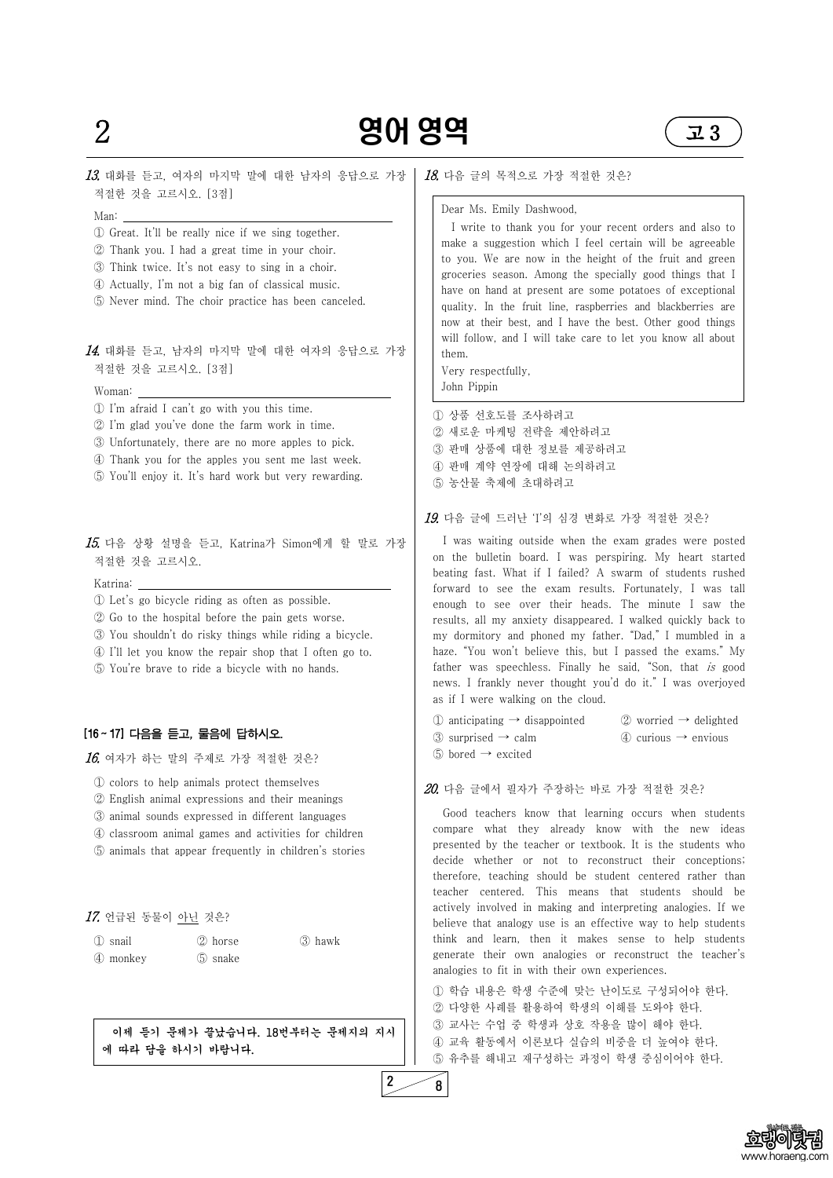**13.** 대화를 듣고, 여자의 마지막 말에 대한 남자의 응답으로 가장 적절한 것을 고르시오. [3점]

Man: ____________________

① Great. It'll be really nice if we sing together.
② Thank you. I had a great time in your choir.
③ Think twice. It's not easy to sing in a choir.
④ Actually, I'm not a big fan of classical music.
⑤ Never mind. The choir practice has been canceled.

**14.** 대화를 듣고, 남자의 마지막 말에 대한 여자의 응답으로 가장 적절한 것을 고르시오. [3점]

Woman: ____________________

① I'm afraid I can't go with you this time.
② I'm glad you've done the farm work in time.
③ Unfortunately, there are no more apples to pick.
④ Thank you for the apples you sent me last week.
⑤ You'll enjoy it. It's hard work but very rewarding.

**15.** 다음 상황 설명을 듣고, Katrina가 Simon에게 할 말로 가장 적절한 것을 고르시오.

Katrina: ____________________

① Let's go bicycle riding as often as possible.
② Go to the hospital before the pain gets worse.
③ You shouldn't do risky things while riding a bicycle.
④ I'll let you know the repair shop that I often go to.
⑤ You're brave to ride a bicycle with no hands.

**[16 ~ 17] 다음을 듣고, 물음에 답하시오.**

**16.** 여자가 하는 말의 주제로 가장 적절한 것은?

① colors to help animals protect themselves
② English animal expressions and their meanings
③ animal sounds expressed in different languages
④ classroom animal games and activities for children
⑤ animals that appear frequently in children's stories

**17.** 언급된 동물이 아닌 것은?

① snail ② horse ③ hawk
④ monkey ⑤ snake

**이제 듣기 문제가 끝났습니다. 18번부터는 문제지의 지시에 따라 답을 하시기 바랍니다.**

**18.** 다음 글의 목적으로 가장 적절한 것은?

> Dear Ms. Emily Dashwood,
>
> I write to thank you for your recent orders and also to make a suggestion which I feel certain will be agreeable to you. We are now in the height of the fruit and green groceries season. Among the specially good things that I have on hand at present are some potatoes of exceptional quality. In the fruit line, raspberries and blackberries are now at their best, and I have the best. Other good things will follow, and I will take care to let you know all about them.
>
> Very respectfully,
> John Pippin

① 상품 선호도를 조사하려고
② 새로운 마케팅 전략을 제안하려고
③ 판매 상품에 대한 정보를 제공하려고
④ 판매 계약 연장에 대해 논의하려고
⑤ 농산물 축제에 초대하려고

**19.** 다음 글에 드러난 'I'의 심경 변화로 가장 적절한 것은?

I was waiting outside when the exam grades were posted on the bulletin board. I was perspiring. My heart started beating fast. What if I failed? A swarm of students rushed forward to see the exam results. Fortunately, I was tall enough to see over their heads. The minute I saw the results, all my anxiety disappeared. I walked quickly back to my dormitory and phoned my father. "Dad," I mumbled in a haze. "You won't believe this, but I passed the exams." My father was speechless. Finally he said, "Son, that *is* good news. I frankly never thought you'd do it." I was overjoyed as if I were walking on the cloud.

① anticipating → disappointed ② worried → delighted
③ surprised → calm ④ curious → envious
⑤ bored → excited

**20.** 다음 글에서 필자가 주장하는 바로 가장 적절한 것은?

Good teachers know that learning occurs when students compare what they already know with the new ideas presented by the teacher or textbook. It is the students who decide whether or not to reconstruct their conceptions; therefore, teaching should be student centered rather than teacher centered. This means that students should be actively involved in making and interpreting analogies. If we believe that analogy use is an effective way to help students think and learn, then it makes sense to help students generate their own analogies or reconstruct the teacher's analogies to fit in with their own experiences.

① 학습 내용은 학생 수준에 맞는 난이도로 구성되어야 한다.
② 다양한 사례를 활용하여 학생의 이해를 도와야 한다.
③ 교사는 수업 중 학생과 상호 작용을 많이 해야 한다.
④ 교육 활동에서 이론보다 실습의 비중을 더 높여야 한다.
⑤ 유추를 해내고 재구성하는 과정이 학생 중심이어야 한다.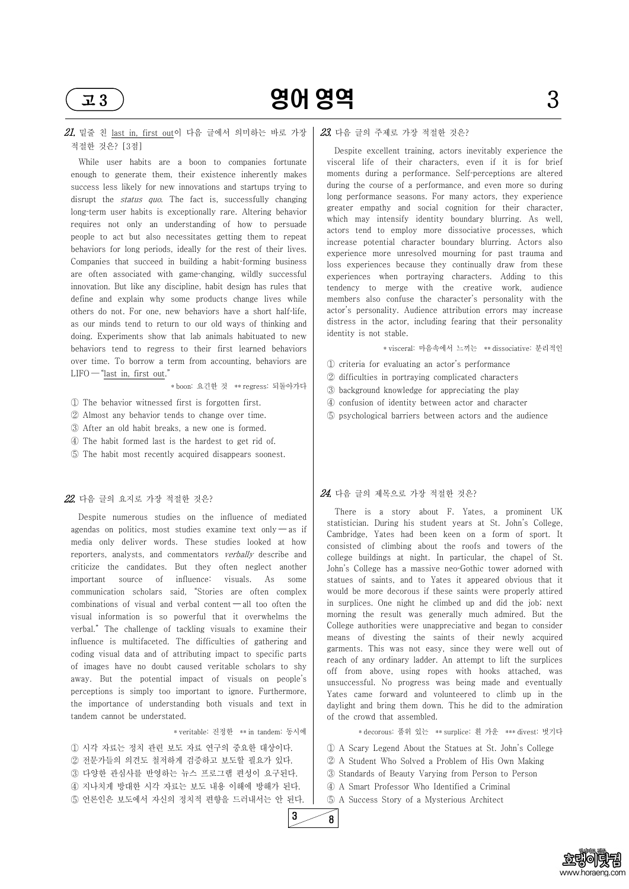**21.** 밑줄 친 <u>last in, first out</u>이 다음 글에서 의미하는 바로 가장 적절한 것은? [3점]

While user habits are a boon to companies fortunate enough to generate them, their existence inherently makes success less likely for new innovations and startups trying to disrupt the *status quo*. The fact is, successfully changing long-term user habits is exceptionally rare. Altering behavior requires not only an understanding of how to persuade people to act but also necessitates getting them to repeat behaviors for long periods, ideally for the rest of their lives. Companies that succeed in building a habit-forming business are often associated with game-changing, wildly successful innovation. But like any discipline, habit design has rules that define and explain why some products change lives while others do not. For one, new behaviors have a short half-life, as our minds tend to return to our old ways of thinking and doing. Experiments show that lab animals habituated to new behaviors tend to regress to their first learned behaviors over time. To borrow a term from accounting, behaviors are LIFO — "<u>last in, first out</u>."

\* boon: 요긴한 것 \*\* regress: 되돌아가다

① The behavior witnessed first is forgotten first.
② Almost any behavior tends to change over time.
③ After an old habit breaks, a new one is formed.
④ The habit formed last is the hardest to get rid of.
⑤ The habit most recently acquired disappears soonest.

**22.** 다음 글의 요지로 가장 적절한 것은?

Despite numerous studies on the influence of mediated agendas on politics, most studies examine text only — as if media only deliver words. These studies looked at how reporters, analysts, and commentators *verbally* describe and criticize the candidates. But they often neglect another important source of influence: visuals. As some communication scholars said, "Stories are often complex combinations of visual and verbal content — all too often the visual information is so powerful that it overwhelms the verbal." The challenge of tackling visuals to examine their influence is multifaceted. The difficulties of gathering and coding visual data and of attributing impact to specific parts of images have no doubt caused veritable scholars to shy away. But the potential impact of visuals on people's perceptions is simply too important to ignore. Furthermore, the importance of understanding both visuals and text in tandem cannot be understated.

\* veritable: 진정한 \*\* in tandem: 동시에

① 시각 자료는 정치 관련 보도 자료 연구의 중요한 대상이다.
② 전문가들의 의견도 철저하게 검증하고 보도할 필요가 있다.
③ 다양한 관심사를 반영하는 뉴스 프로그램 편성이 요구된다.
④ 지나치게 방대한 시각 자료는 보도 내용 이해에 방해가 된다.
⑤ 언론인은 보도에서 자신의 정치적 편향을 드러내서는 안 된다.

**23.** 다음 글의 주제로 가장 적절한 것은?

Despite excellent training, actors inevitably experience the visceral life of their characters, even if it is for brief moments during a performance. Self-perceptions are altered during the course of a performance, and even more so during long performance seasons. For many actors, they experience greater empathy and social cognition for their character, which may intensify identity boundary blurring. As well, actors tend to employ more dissociative processes, which increase potential character boundary blurring. Actors also experience more unresolved mourning for past trauma and loss experiences because they continually draw from these experiences when portraying characters. Adding to this tendency to merge with the creative work, audience members also confuse the character's personality with the actor's personality. Audience attribution errors may increase distress in the actor, including fearing that their personality identity is not stable.

\* visceral: 마음속에서 느끼는 \*\* dissociative: 분리적인

① criteria for evaluating an actor's performance
② difficulties in portraying complicated characters
③ background knowledge for appreciating the play
④ confusion of identity between actor and character
⑤ psychological barriers between actors and the audience

**24.** 다음 글의 제목으로 가장 적절한 것은?

There is a story about F. Yates, a prominent UK statistician. During his student years at St. John's College, Cambridge, Yates had been keen on a form of sport. It consisted of climbing about the roofs and towers of the college buildings at night. In particular, the chapel of St. John's College has a massive neo-Gothic tower adorned with statues of saints, and to Yates it appeared obvious that it would be more decorous if these saints were properly attired in surplices. One night he climbed up and did the job; next morning the result was generally much admired. But the College authorities were unappreciative and began to consider means of divesting the saints of their newly acquired garments. This was not easy, since they were well out of reach of any ordinary ladder. An attempt to lift the surplices off from above, using ropes with hooks attached, was unsuccessful. No progress was being made and eventually Yates came forward and volunteered to climb up in the daylight and bring them down. This he did to the admiration of the crowd that assembled.

\* decorous: 품위 있는 \*\* surplice: 흰 가운 \*\*\* divest: 벗기다

① A Scary Legend About the Statues at St. John's College
② A Student Who Solved a Problem of His Own Making
③ Standards of Beauty Varying from Person to Person
④ A Smart Professor Who Identified a Criminal
⑤ A Success Story of a Mysterious Architect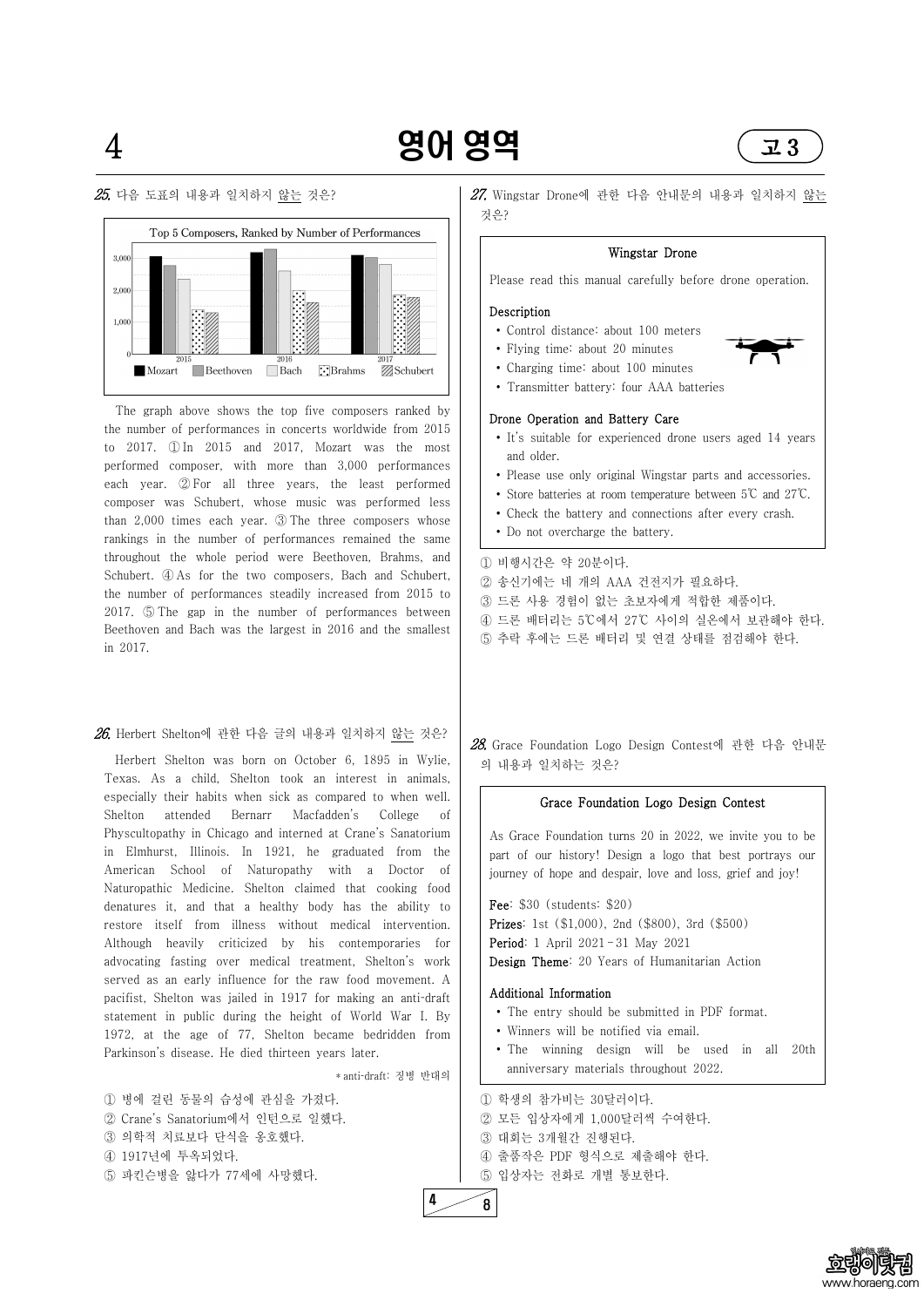**25.** 다음 도표의 내용과 일치하지 <u>않는</u> 것은?

Top 5 Composers, Ranked by Number of Performances

The graph above shows the top five composers ranked by the number of performances in concerts worldwide from 2015 to 2017. ① In 2015 and 2017, Mozart was the most performed composer, with more than 3,000 performances each year. ② For all three years, the least performed composer was Schubert, whose music was performed less than 2,000 times each year. ③ The three composers whose rankings in the number of performances remained the same throughout the whole period were Beethoven, Brahms, and Schubert. ④ As for the two composers, Bach and Schubert, the number of performances steadily increased from 2015 to 2017. ⑤ The gap in the number of performances between Beethoven and Bach was the largest in 2016 and the smallest in 2017.

**26.** Herbert Shelton에 관한 다음 글의 내용과 일치하지 <u>않는</u> 것은?

Herbert Shelton was born on October 6, 1895 in Wylie, Texas. As a child, Shelton took an interest in animals, especially their habits when sick as compared to when well. Shelton attended Bernarr Macfadden's College of Physcultopathy in Chicago and interned at Crane's Sanatorium in Elmhurst, Illinois. In 1921, he graduated from the American School of Naturopathy with a Doctor of Naturopathic Medicine. Shelton claimed that cooking food denatures it, and that a healthy body has the ability to restore itself from illness without medical intervention. Although heavily criticized by his contemporaries for advocating fasting over medical treatment, Shelton's work served as an early influence for the raw food movement. A pacifist, Shelton was jailed in 1917 for making an anti-draft statement in public during the height of World War I. By 1972, at the age of 77, Shelton became bedridden from Parkinson's disease. He died thirteen years later.

\* anti-draft: 징병 반대의

① 병에 걸린 동물의 습성에 관심을 가졌다.
② Crane's Sanatorium에서 인턴으로 일했다.
③ 의학적 치료보다 단식을 옹호했다.
④ 1917년에 투옥되었다.
⑤ 파킨슨병을 앓다가 77세에 사망했다.

**27.** Wingstar Drone에 관한 다음 안내문의 내용과 일치하지 <u>않는</u> 것은?

**Wingstar Drone**

Please read this manual carefully before drone operation.

**Description**
- Control distance: about 100 meters
- Flying time: about 20 minutes
- Charging time: about 100 minutes
- Transmitter battery: four AAA batteries

**Drone Operation and Battery Care**
- It's suitable for experienced drone users aged 14 years and older.
- Please use only original Wingstar parts and accessories.
- Store batteries at room temperature between 5℃ and 27℃.
- Check the battery and connections after every crash.
- Do not overcharge the battery.

① 비행시간은 약 20분이다.
② 송신기에는 네 개의 AAA 건전지가 필요하다.
③ 드론 사용 경험이 없는 초보자에게 적합한 제품이다.
④ 드론 배터리는 5℃에서 27℃ 사이의 실온에서 보관해야 한다.
⑤ 추락 후에는 드론 배터리 및 연결 상태를 점검해야 한다.

**28.** Grace Foundation Logo Design Contest에 관한 다음 안내문의 내용과 일치하는 것은?

**Grace Foundation Logo Design Contest**

As Grace Foundation turns 20 in 2022, we invite you to be part of our history! Design a logo that best portrays our journey of hope and despair, love and loss, grief and joy!

**Fee**: $30 (students: $20)
**Prizes**: 1st ($1,000), 2nd ($800), 3rd ($500)
**Period**: 1 April 2021 – 31 May 2021
**Design Theme**: 20 Years of Humanitarian Action

**Additional Information**
- The entry should be submitted in PDF format.
- Winners will be notified via email.
- The winning design will be used in all 20th anniversary materials throughout 2022.

① 학생의 참가비는 30달러이다.
② 모든 입상자에게 1,000달러씩 수여한다.
③ 대회는 3개월간 진행된다.
④ 출품작은 PDF 형식으로 제출해야 한다.
⑤ 입상자는 전화로 개별 통보한다.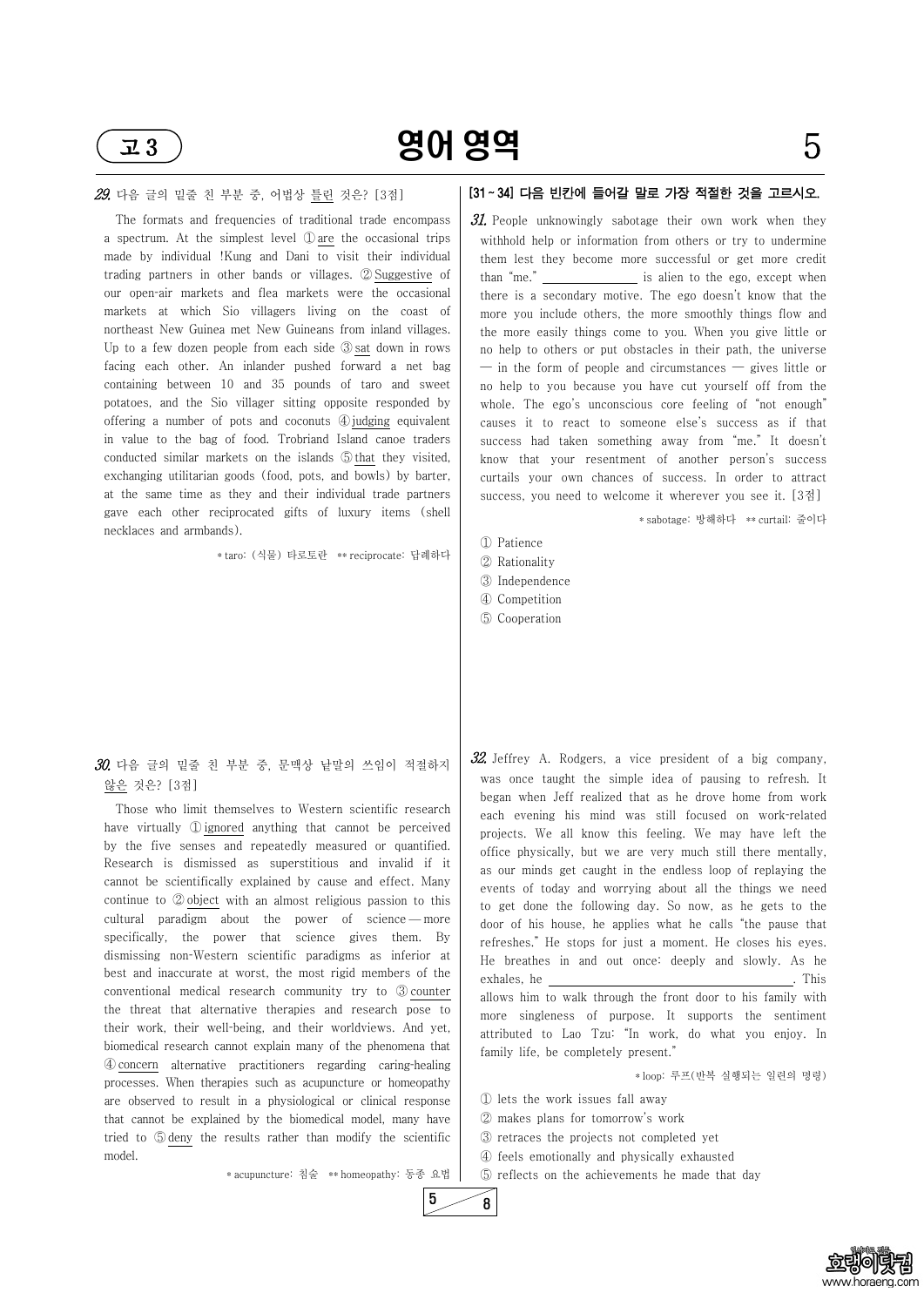**29.** 다음 글의 밑줄 친 부분 중, 어법상 틀린 것은? [3점]

The formats and frequencies of traditional trade encompass a spectrum. At the simplest level ① are the occasional trips made by individual !Kung and Dani to visit their individual trading partners in other bands or villages. ② Suggestive of our open-air markets and flea markets were the occasional markets at which Sio villagers living on the coast of northeast New Guinea met New Guineans from inland villages. Up to a few dozen people from each side ③ sat down in rows facing each other. An inlander pushed forward a net bag containing between 10 and 35 pounds of taro and sweet potatoes, and the Sio villager sitting opposite responded by offering a number of pots and coconuts ④ judging equivalent in value to the bag of food. Trobriand Island canoe traders conducted similar markets on the islands ⑤ that they visited, exchanging utilitarian goods (food, pots, and bowls) by barter, at the same time as they and their individual trade partners gave each other reciprocated gifts of luxury items (shell necklaces and armbands).

\* taro: (식물) 타로토란 \*\* reciprocate: 답례하다

**30.** 다음 글의 밑줄 친 부분 중, 문맥상 낱말의 쓰임이 적절하지 않은 것은? [3점]

Those who limit themselves to Western scientific research have virtually ① ignored anything that cannot be perceived by the five senses and repeatedly measured or quantified. Research is dismissed as superstitious and invalid if it cannot be scientifically explained by cause and effect. Many continue to ② object with an almost religious passion to this cultural paradigm about the power of science — more specifically, the power that science gives them. By dismissing non-Western scientific paradigms as inferior at best and inaccurate at worst, the most rigid members of the conventional medical research community try to ③ counter the threat that alternative therapies and research pose to their work, their well-being, and their worldviews. And yet, biomedical research cannot explain many of the phenomena that ④ concern alternative practitioners regarding caring-healing processes. When therapies such as acupuncture or homeopathy are observed to result in a physiological or clinical response that cannot be explained by the biomedical model, many have tried to ⑤ deny the results rather than modify the scientific model.

\* acupuncture: 침술 \*\* homeopathy: 동종 요법

**[31 ~ 34] 다음 빈칸에 들어갈 말로 가장 적절한 것을 고르시오.**

**31.** People unknowingly sabotage their own work when they withhold help or information from others or try to undermine them lest they become more successful or get more credit than "me." \_\_\_\_\_\_\_\_\_\_ is alien to the ego, except when there is a secondary motive. The ego doesn't know that the more you include others, the more smoothly things flow and the more easily things come to you. When you give little or no help to others or put obstacles in their path, the universe — in the form of people and circumstances — gives little or no help to you because you have cut yourself off from the whole. The ego's unconscious core feeling of "not enough" causes it to react to someone else's success as if that success had taken something away from "me." It doesn't know that your resentment of another person's success curtails your own chances of success. In order to attract success, you need to welcome it wherever you see it. [3점]

\* sabotage: 방해하다 \*\* curtail: 줄이다

① Patience
② Rationality
③ Independence
④ Competition
⑤ Cooperation

**32.** Jeffrey A. Rodgers, a vice president of a big company, was once taught the simple idea of pausing to refresh. It began when Jeff realized that as he drove home from work each evening his mind was still focused on work-related projects. We all know this feeling. We may have left the office physically, but we are very much still there mentally, as our minds get caught in the endless loop of replaying the events of today and worrying about all the things we need to get done the following day. So now, as he gets to the door of his house, he applies what he calls "the pause that refreshes." He stops for just a moment. He closes his eyes. He breathes in and out once: deeply and slowly. As he exhales, he \_\_\_\_\_\_\_\_\_\_\_\_\_\_\_\_\_\_\_\_. This allows him to walk through the front door to his family with more singleness of purpose. It supports the sentiment attributed to Lao Tzu: "In work, do what you enjoy. In family life, be completely present."

\* loop: 루프(반복 실행되는 일련의 명령)

① lets the work issues fall away
② makes plans for tomorrow's work
③ retraces the projects not completed yet
④ feels emotionally and physically exhausted
⑤ reflects on the achievements he made that day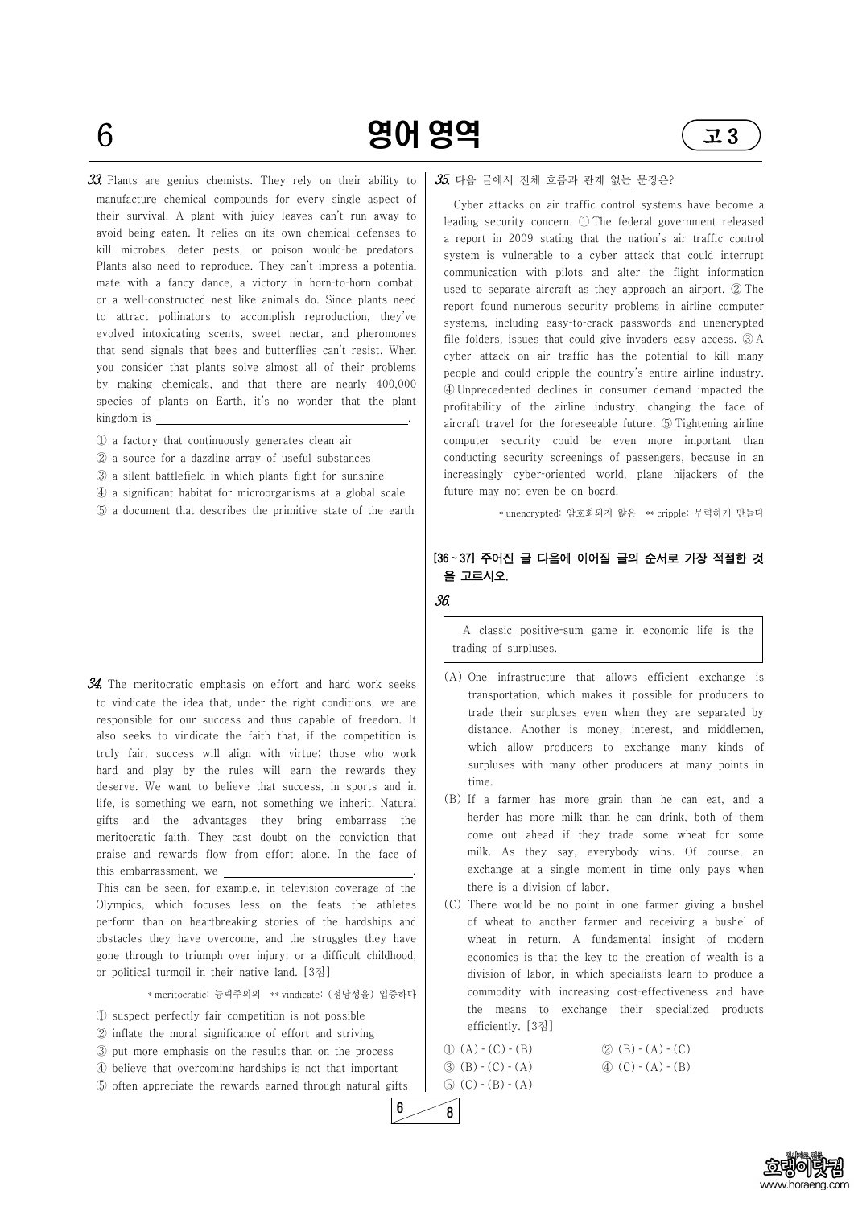**33.** Plants are genius chemists. They rely on their ability to manufacture chemical compounds for every single aspect of their survival. A plant with juicy leaves can't run away to avoid being eaten. It relies on its own chemical defenses to kill microbes, deter pests, or poison would-be predators. Plants also need to reproduce. They can't impress a potential mate with a fancy dance, a victory in horn-to-horn combat, or a well-constructed nest like animals do. Since plants need to attract pollinators to accomplish reproduction, they've evolved intoxicating scents, sweet nectar, and pheromones that send signals that bees and butterflies can't resist. When you consider that plants solve almost all of their problems by making chemicals, and that there are nearly 400,000 species of plants on Earth, it's no wonder that the plant kingdom is ____________________.

① a factory that continuously generates clean air
② a source for a dazzling array of useful substances
③ a silent battlefield in which plants fight for sunshine
④ a significant habitat for microorganisms at a global scale
⑤ a document that describes the primitive state of the earth

**34.** The meritocratic emphasis on effort and hard work seeks to vindicate the idea that, under the right conditions, we are responsible for our success and thus capable of freedom. It also seeks to vindicate the faith that, if the competition is truly fair, success will align with virtue; those who work hard and play by the rules will earn the rewards they deserve. We want to believe that success, in sports and in life, is something we earn, not something we inherit. Natural gifts and the advantages they bring embarrass the meritocratic faith. They cast doubt on the conviction that praise and rewards flow from effort alone. In the face of this embarrassment, we ____________________. This can be seen, for example, in television coverage of the Olympics, which focuses less on the feats the athletes perform than on heartbreaking stories of the hardships and obstacles they have overcome, and the struggles they have gone through to triumph over injury, or a difficult childhood, or political turmoil in their native land. [3점]

\* meritocratic: 능력주의의 \*\* vindicate: (정당성을) 입증하다

① suspect perfectly fair competition is not possible
② inflate the moral significance of effort and striving
③ put more emphasis on the results than on the process
④ believe that overcoming hardships is not that important
⑤ often appreciate the rewards earned through natural gifts

**35.** 다음 글에서 전체 흐름과 관계 없는 문장은?

Cyber attacks on air traffic control systems have become a leading security concern. ① The federal government released a report in 2009 stating that the nation's air traffic control system is vulnerable to a cyber attack that could interrupt communication with pilots and alter the flight information used to separate aircraft as they approach an airport. ② The report found numerous security problems in airline computer systems, including easy-to-crack passwords and unencrypted file folders, issues that could give invaders easy access. ③ A cyber attack on air traffic has the potential to kill many people and could cripple the country's entire airline industry. ④ Unprecedented declines in consumer demand impacted the profitability of the airline industry, changing the face of aircraft travel for the foreseeable future. ⑤ Tightening airline computer security could be even more important than conducting security screenings of passengers, because in an increasingly cyber-oriented world, plane hijackers of the future may not even be on board.

\* unencrypted: 암호화되지 않은 \*\* cripple: 무력하게 만들다

**[36～37] 주어진 글 다음에 이어질 글의 순서로 가장 적절한 것을 고르시오.**

**36.**

A classic positive-sum game in economic life is the trading of surpluses.

(A) One infrastructure that allows efficient exchange is transportation, which makes it possible for producers to trade their surpluses even when they are separated by distance. Another is money, interest, and middlemen, which allow producers to exchange many kinds of surpluses with many other producers at many points in time.

(B) If a farmer has more grain than he can eat, and a herder has more milk than he can drink, both of them come out ahead if they trade some wheat for some milk. As they say, everybody wins. Of course, an exchange at a single moment in time only pays when there is a division of labor.

(C) There would be no point in one farmer giving a bushel of wheat to another farmer and receiving a bushel of wheat in return. A fundamental insight of modern economics is that the key to the creation of wealth is a division of labor, in which specialists learn to produce a commodity with increasing cost-effectiveness and have the means to exchange their specialized products efficiently. [3점]

① (A) - (C) - (B)
② (B) - (A) - (C)
③ (B) - (C) - (A)
④ (C) - (A) - (B)
⑤ (C) - (B) - (A)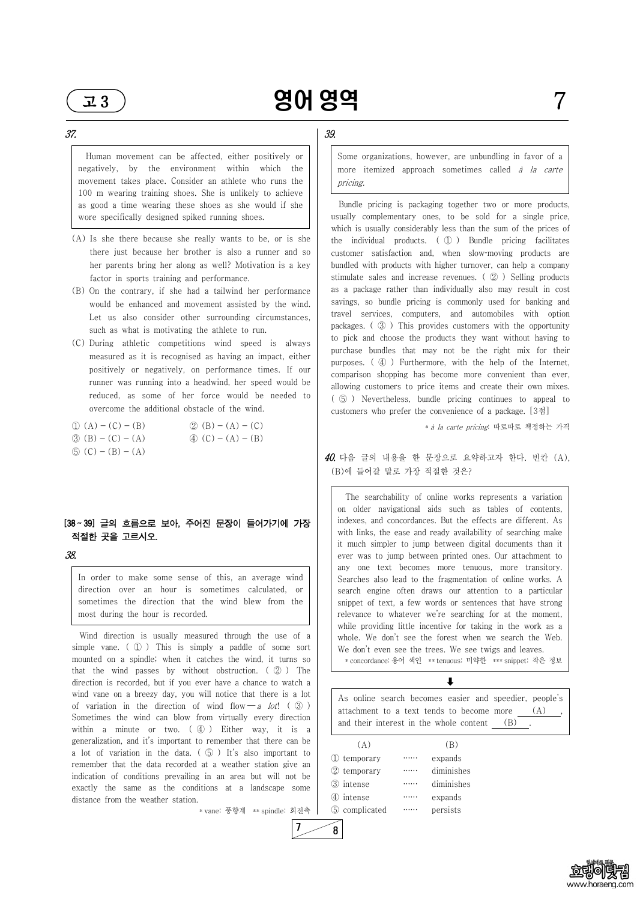### 37.

Human movement can be affected, either positively or negatively, by the environment within which the movement takes place. Consider an athlete who runs the 100 m wearing training shoes. She is unlikely to achieve as good a time wearing these shoes as she would if she wore specifically designed spiked running shoes.

(A) Is she there because she really wants to be, or is she there just because her brother is also a runner and so her parents bring her along as well? Motivation is a key factor in sports training and performance.

(B) On the contrary, if she had a tailwind her performance would be enhanced and movement assisted by the wind. Let us also consider other surrounding circumstances, such as what is motivating the athlete to run.

(C) During athletic competitions wind speed is always measured as it is recognised as having an impact, either positively or negatively, on performance times. If our runner was running into a headwind, her speed would be reduced, as some of her force would be needed to overcome the additional obstacle of the wind.

① (A) − (C) − (B)　② (B) − (A) − (C)
③ (B) − (C) − (A)　④ (C) − (A) − (B)
⑤ (C) − (B) − (A)

**[38～39] 글의 흐름으로 보아, 주어진 문장이 들어가기에 가장 적절한 곳을 고르시오.**

### 38.

In order to make some sense of this, an average wind direction over an hour is sometimes calculated, or sometimes the direction that the wind blew from the most during the hour is recorded.

Wind direction is usually measured through the use of a simple vane. ( ① ) This is simply a paddle of some sort mounted on a spindle; when it catches the wind, it turns so that the wind passes by without obstruction. ( ② ) The direction is recorded, but if you ever have a chance to watch a wind vane on a breezy day, you will notice that there is a lot of variation in the direction of wind flow—*a lot*! ( ③ ) Sometimes the wind can blow from virtually every direction within a minute or two. ( ④ ) Either way, it is a generalization, and it's important to remember that there can be a lot of variation in the data. ( ⑤ ) It's also important to remember that the data recorded at a weather station give an indication of conditions prevailing in an area but will not be exactly the same as the conditions at a landscape some distance from the weather station.

* vane: 풍향계　** spindle: 회전축

### 39.

Some organizations, however, are unbundling in favor of a more itemized approach sometimes called *à la carte pricing*.

Bundle pricing is packaging together two or more products, usually complementary ones, to be sold for a single price, which is usually considerably less than the sum of the prices of the individual products. ( ① ) Bundle pricing facilitates customer satisfaction and, when slow-moving products are bundled with products with higher turnover, can help a company stimulate sales and increase revenues. ( ② ) Selling products as a package rather than individually also may result in cost savings, so bundle pricing is commonly used for banking and travel services, computers, and automobiles with option packages. ( ③ ) This provides customers with the opportunity to pick and choose the products they want without having to purchase bundles that may not be the right mix for their purposes. ( ④ ) Furthermore, with the help of the Internet, comparison shopping has become more convenient than ever, allowing customers to price items and create their own mixes. ( ⑤ ) Nevertheless, bundle pricing continues to appeal to customers who prefer the convenience of a package. [3점]

* *à la carte pricing*: 따로따로 책정하는 가격

### 40. 다음 글의 내용을 한 문장으로 요약하고자 한다. 빈칸 (A), (B)에 들어갈 말로 가장 적절한 것은?

The searchability of online works represents a variation on older navigational aids such as tables of contents, indexes, and concordances. But the effects are different. As with links, the ease and ready availability of searching make it much simpler to jump between digital documents than it ever was to jump between printed ones. Our attachment to any one text becomes more tenuous, more transitory. Searches also lead to the fragmentation of online works. A search engine often draws our attention to a particular snippet of text, a few words or sentences that have strong relevance to whatever we're searching for at the moment, while providing little incentive for taking in the work as a whole. We don't see the forest when we search the Web. We don't even see the trees. We see twigs and leaves.

* concordance: 용어 색인　** tenuous: 미약한　*** snippet: 작은 정보

⬇

As online search becomes easier and speedier, people's attachment to a text tends to become more ___(A)___, and their interest in the whole content ___(B)___.

| | (A) | | (B) |
|---|---|---|---|
| ① | temporary | …… | expands |
| ② | temporary | …… | diminishes |
| ③ | intense | …… | diminishes |
| ④ | intense | …… | expands |
| ⑤ | complicated | …… | persists |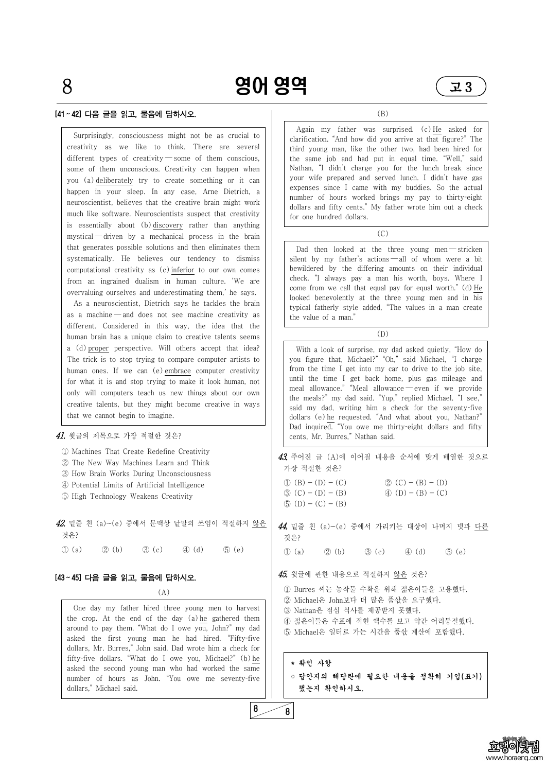**[41 ~ 42] 다음 글을 읽고, 물음에 답하시오.**

Surprisingly, consciousness might not be as crucial to creativity as we like to think. There are several different types of creativity — some of them conscious, some of them unconscious. Creativity can happen when you (a) deliberately try to create something or it can happen in your sleep. In any case, Arne Dietrich, a neuroscientist, believes that the creative brain might work much like software. Neuroscientists suspect that creativity is essentially about (b) discovery rather than anything mystical — driven by a mechanical process in the brain that generates possible solutions and then eliminates them systematically. He believes our tendency to dismiss computational creativity as (c) inferior to our own comes from an ingrained dualism in human culture. 'We are overvaluing ourselves and underestimating them,' he says.

As a neuroscientist, Dietrich says he tackles the brain as a machine — and does not see machine creativity as different. Considered in this way, the idea that the human brain has a unique claim to creative talents seems a (d) proper perspective. Will others accept that idea? The trick is to stop trying to compare computer artists to human ones. If we can (e) embrace computer creativity for what it is and stop trying to make it look human, not only will computers teach us new things about our own creative talents, but they might become creative in ways that we cannot begin to imagine.

**41.** 윗글의 제목으로 가장 적절한 것은?

① Machines That Create Redefine Creativity
② The New Way Machines Learn and Think
③ How Brain Works During Unconsciousness
④ Potential Limits of Artificial Intelligence
⑤ High Technology Weakens Creativity

**42.** 밑줄 친 (a)~(e) 중에서 문맥상 낱말의 쓰임이 적절하지 않은 것은?

① (a) ② (b) ③ (c) ④ (d) ⑤ (e)

**[43 ~ 45] 다음 글을 읽고, 물음에 답하시오.**

(A)

One day my father hired three young men to harvest the crop. At the end of the day (a) he gathered them around to pay them. "What do I owe you, John?" my dad asked the first young man he had hired. "Fifty-five dollars, Mr. Burres," John said. Dad wrote him a check for fifty-five dollars. "What do I owe you, Michael?" (b) he asked the second young man who had worked the same number of hours as John. "You owe me seventy-five dollars," Michael said.

(B)

Again my father was surprised. (c) He asked for clarification. "And how did you arrive at that figure?" The third young man, like the other two, had been hired for the same job and had put in equal time. "Well," said Nathan, "I didn't charge you for the lunch break since your wife prepared and served lunch. I didn't have gas expenses since I came with my buddies. So the actual number of hours worked brings my pay to thirty-eight dollars and fifty cents." My father wrote him out a check for one hundred dollars.

(C)

Dad then looked at the three young men — stricken silent by my father's actions — all of whom were a bit bewildered by the differing amounts on their individual check. "I always pay a man his worth, boys. Where I come from we call that equal pay for equal worth." (d) He looked benevolently at the three young men and in his typical fatherly style added, "The values in a man create the value of a man."

(D)

With a look of surprise, my dad asked quietly, "How do you figure that, Michael?" "Oh," said Michael, "I charge from the time I get into my car to drive to the job site, until the time I get back home, plus gas mileage and meal allowance." "Meal allowance — even if we provide the meals?" my dad said. "Yup," replied Michael. "I see," said my dad, writing him a check for the seventy-five dollars (e) he requested. "And what about you, Nathan?" Dad inquired. "You owe me thirty-eight dollars and fifty cents, Mr. Burres," Nathan said.

**43.** 주어진 글 (A)에 이어질 내용을 순서에 맞게 배열한 것으로 가장 적절한 것은?

① (B) − (D) − (C)
② (C) − (B) − (D)
③ (C) − (D) − (B)
④ (D) − (B) − (C)
⑤ (D) − (C) − (B)

**44.** 밑줄 친 (a)~(e) 중에서 가리키는 대상이 나머지 넷과 다른 것은?

① (a) ② (b) ③ (c) ④ (d) ⑤ (e)

**45.** 윗글에 관한 내용으로 적절하지 않은 것은?

① Burres 씨는 농작물 수확을 위해 젊은이들을 고용했다.
② Michael은 John보다 더 많은 품삯을 요구했다.
③ Nathan은 점심 식사를 제공받지 못했다.
④ 젊은이들은 수표에 적힌 액수를 보고 약간 어리둥절했다.
⑤ Michael은 일터로 가는 시간을 품삯 계산에 포함했다.

**※ 확인 사항**

**◦ 답안지의 해당란에 필요한 내용을 정확히 기입(표기) 했는지 확인하시오.**